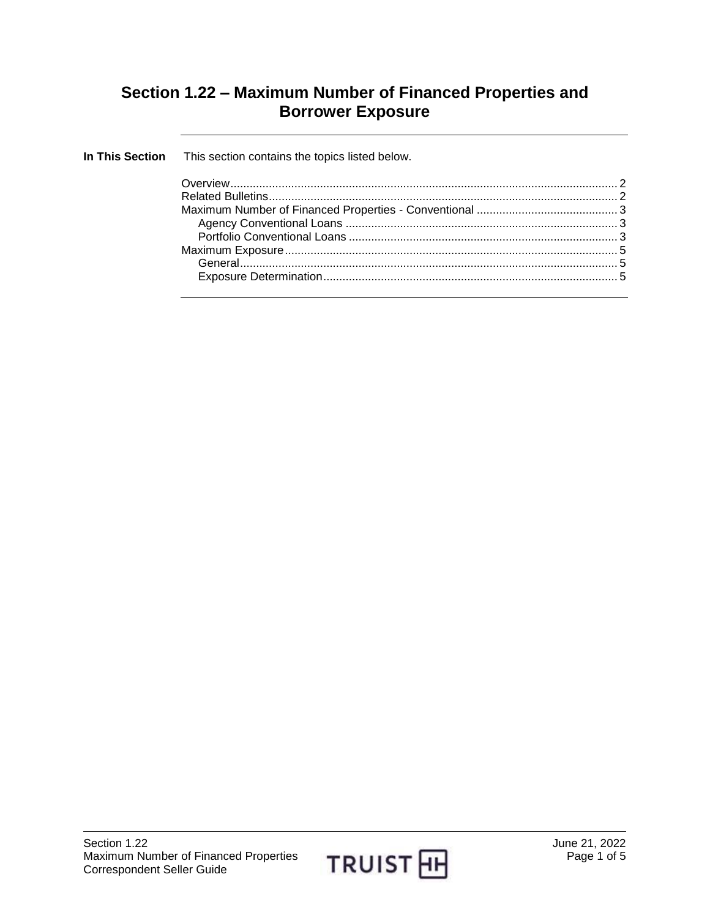# Section 1.22 – Maximum Number of Financed Properties and Borrower Exposure

**In This Section** This section contains the topics listed below.

| Topic | Page |
| --- | --- |
| Overview | 2 |
| Related Bulletins | 2 |
| Maximum Number of Financed Properties - Conventional | 3 |
| Agency Conventional Loans | 3 |
| Portfolio Conventional Loans | 3 |
| Maximum Exposure | 5 |
| General | 5 |
| Exposure Determination | 5 |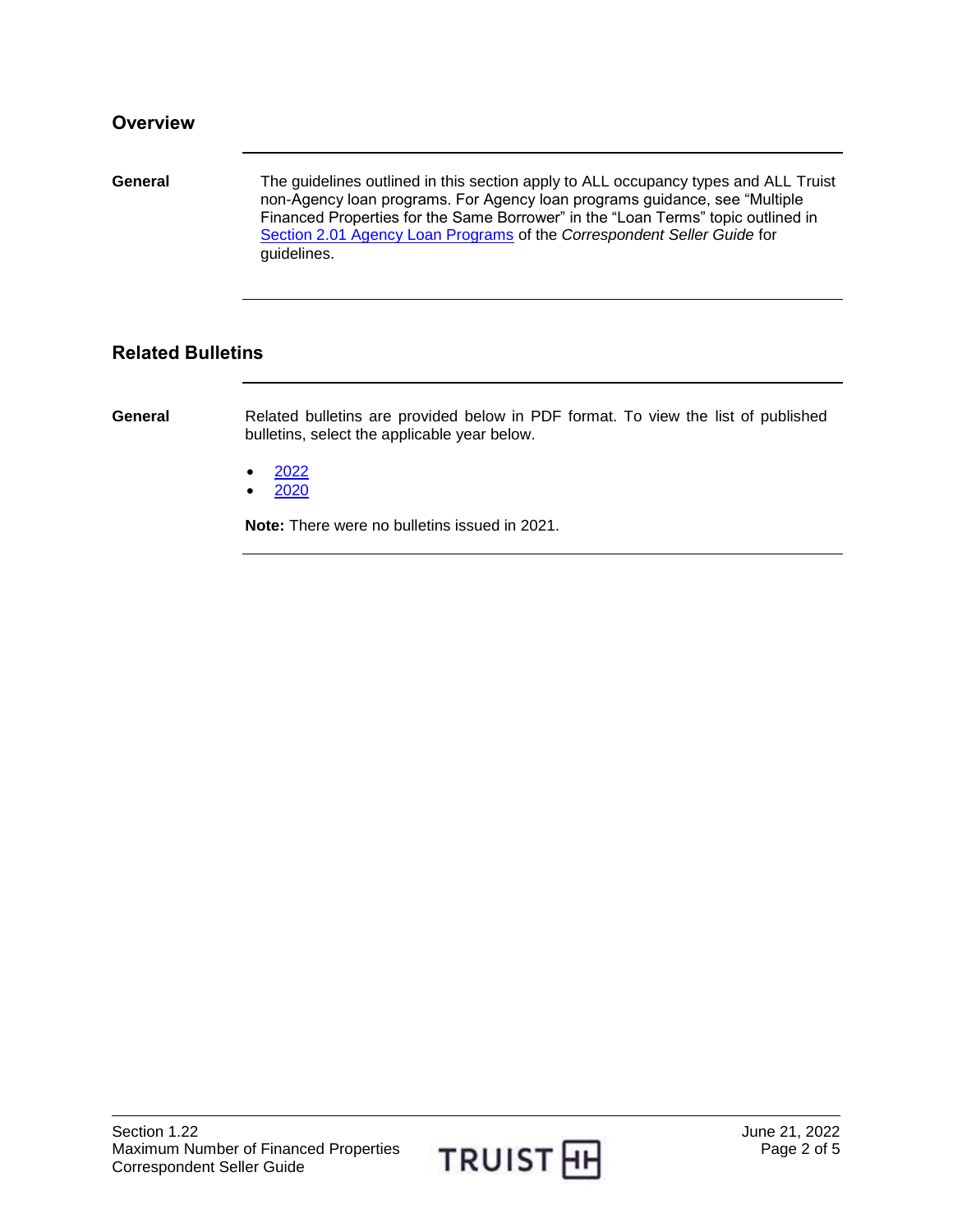## Overview

**General**

The guidelines outlined in this section apply to ALL occupancy types and ALL Truist non-Agency loan programs. For Agency loan programs guidance, see "Multiple Financed Properties for the Same Borrower" in the "Loan Terms" topic outlined in Section 2.01 Agency Loan Programs of the *Correspondent Seller Guide* for guidelines.

## Related Bulletins

**General**

Related bulletins are provided below in PDF format. To view the list of published bulletins, select the applicable year below.

- 2022
- 2020

**Note:** There were no bulletins issued in 2021.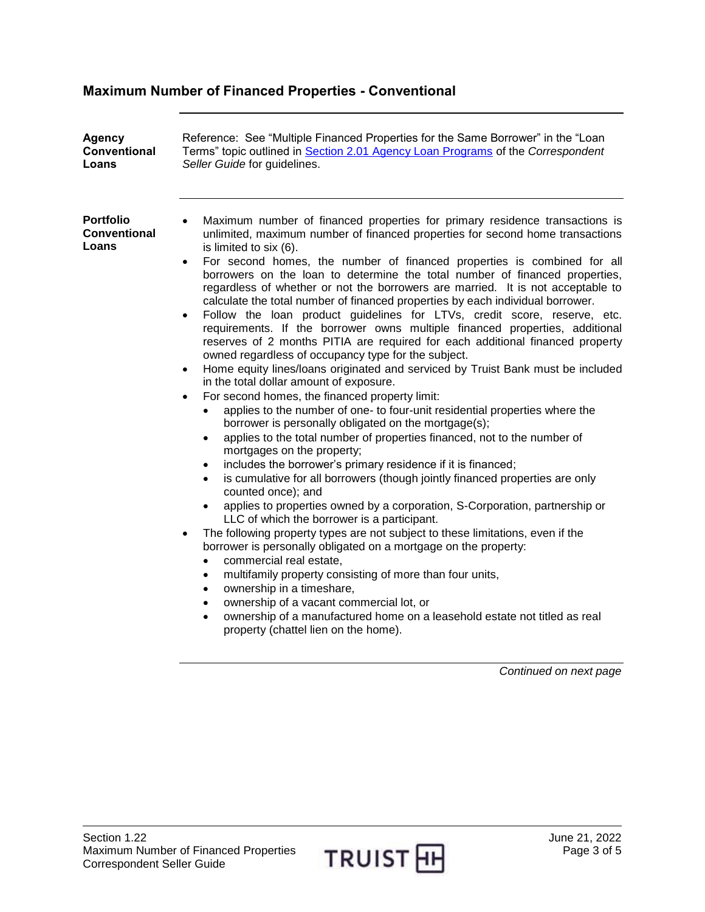## Maximum Number of Financed Properties - Conventional

**Agency Conventional Loans**

Reference: See "Multiple Financed Properties for the Same Borrower" in the "Loan Terms" topic outlined in Section 2.01 Agency Loan Programs of the *Correspondent Seller Guide* for guidelines.

**Portfolio Conventional Loans**

- Maximum number of financed properties for primary residence transactions is unlimited, maximum number of financed properties for second home transactions is limited to six (6).
- For second homes, the number of financed properties is combined for all borrowers on the loan to determine the total number of financed properties, regardless of whether or not the borrowers are married. It is not acceptable to calculate the total number of financed properties by each individual borrower.
- Follow the loan product guidelines for LTVs, credit score, reserve, etc. requirements. If the borrower owns multiple financed properties, additional reserves of 2 months PITIA are required for each additional financed property owned regardless of occupancy type for the subject.
- Home equity lines/loans originated and serviced by Truist Bank must be included in the total dollar amount of exposure.
- For second homes, the financed property limit:
  - applies to the number of one- to four-unit residential properties where the borrower is personally obligated on the mortgage(s);
  - applies to the total number of properties financed, not to the number of mortgages on the property;
  - includes the borrower's primary residence if it is financed;
  - is cumulative for all borrowers (though jointly financed properties are only counted once); and
  - applies to properties owned by a corporation, S-Corporation, partnership or LLC of which the borrower is a participant.
- The following property types are not subject to these limitations, even if the borrower is personally obligated on a mortgage on the property:
  - commercial real estate,
  - multifamily property consisting of more than four units,
  - ownership in a timeshare,
  - ownership of a vacant commercial lot, or
  - ownership of a manufactured home on a leasehold estate not titled as real property (chattel lien on the home).

*Continued on next page*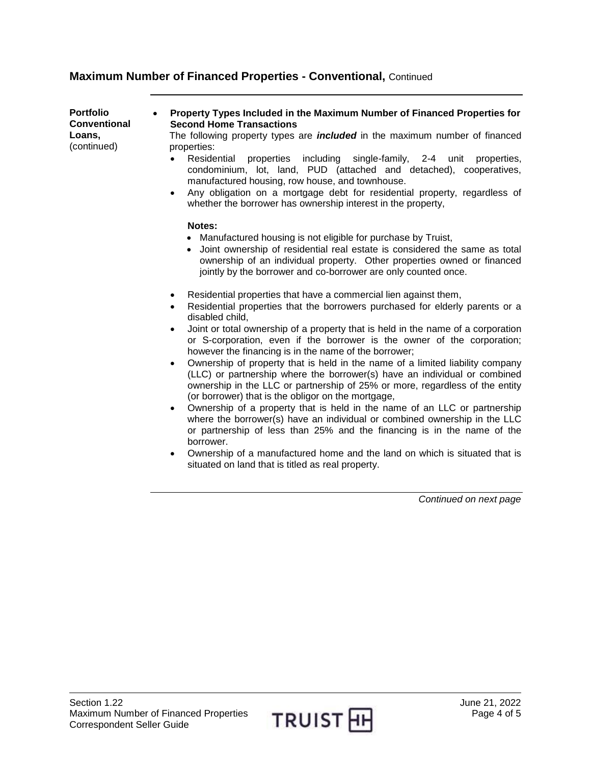## Maximum Number of Financed Properties - Conventional, Continued

**Portfolio Conventional Loans,** (continued)

- **Property Types Included in the Maximum Number of Financed Properties for Second Home Transactions**

  The following property types are ***included*** in the maximum number of financed properties:

  - Residential properties including single-family, 2-4 unit properties, condominium, lot, land, PUD (attached and detached), cooperatives, manufactured housing, row house, and townhouse.
  - Any obligation on a mortgage debt for residential property, regardless of whether the borrower has ownership interest in the property,

    **Notes:**

    - Manufactured housing is not eligible for purchase by Truist,
    - Joint ownership of residential real estate is considered the same as total ownership of an individual property. Other properties owned or financed jointly by the borrower and co-borrower are only counted once.

  - Residential properties that have a commercial lien against them,
  - Residential properties that the borrowers purchased for elderly parents or a disabled child,
  - Joint or total ownership of a property that is held in the name of a corporation or S-corporation, even if the borrower is the owner of the corporation; however the financing is in the name of the borrower;
  - Ownership of property that is held in the name of a limited liability company (LLC) or partnership where the borrower(s) have an individual or combined ownership in the LLC or partnership of 25% or more, regardless of the entity (or borrower) that is the obligor on the mortgage,
  - Ownership of a property that is held in the name of an LLC or partnership where the borrower(s) have an individual or combined ownership in the LLC or partnership of less than 25% and the financing is in the name of the borrower.
  - Ownership of a manufactured home and the land on which is situated that is situated on land that is titled as real property.

*Continued on next page*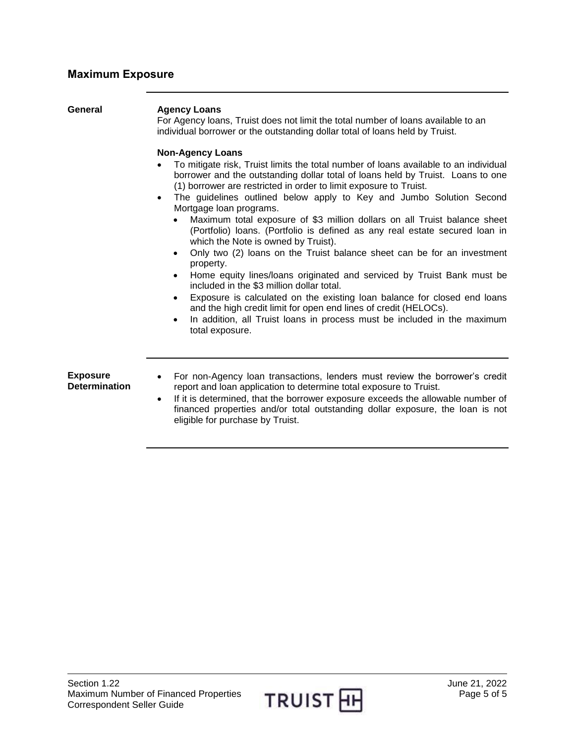## Maximum Exposure

**General**

**Agency Loans**

For Agency loans, Truist does not limit the total number of loans available to an individual borrower or the outstanding dollar total of loans held by Truist.

**Non-Agency Loans**

- To mitigate risk, Truist limits the total number of loans available to an individual borrower and the outstanding dollar total of loans held by Truist. Loans to one (1) borrower are restricted in order to limit exposure to Truist.
- The guidelines outlined below apply to Key and Jumbo Solution Second Mortgage loan programs.
  - Maximum total exposure of $3 million dollars on all Truist balance sheet (Portfolio) loans. (Portfolio is defined as any real estate secured loan in which the Note is owned by Truist).
  - Only two (2) loans on the Truist balance sheet can be for an investment property.
  - Home equity lines/loans originated and serviced by Truist Bank must be included in the $3 million dollar total.
  - Exposure is calculated on the existing loan balance for closed end loans and the high credit limit for open end lines of credit (HELOCs).
  - In addition, all Truist loans in process must be included in the maximum total exposure.

**Exposure Determination**

- For non-Agency loan transactions, lenders must review the borrower's credit report and loan application to determine total exposure to Truist.
- If it is determined, that the borrower exposure exceeds the allowable number of financed properties and/or total outstanding dollar exposure, the loan is not eligible for purchase by Truist.